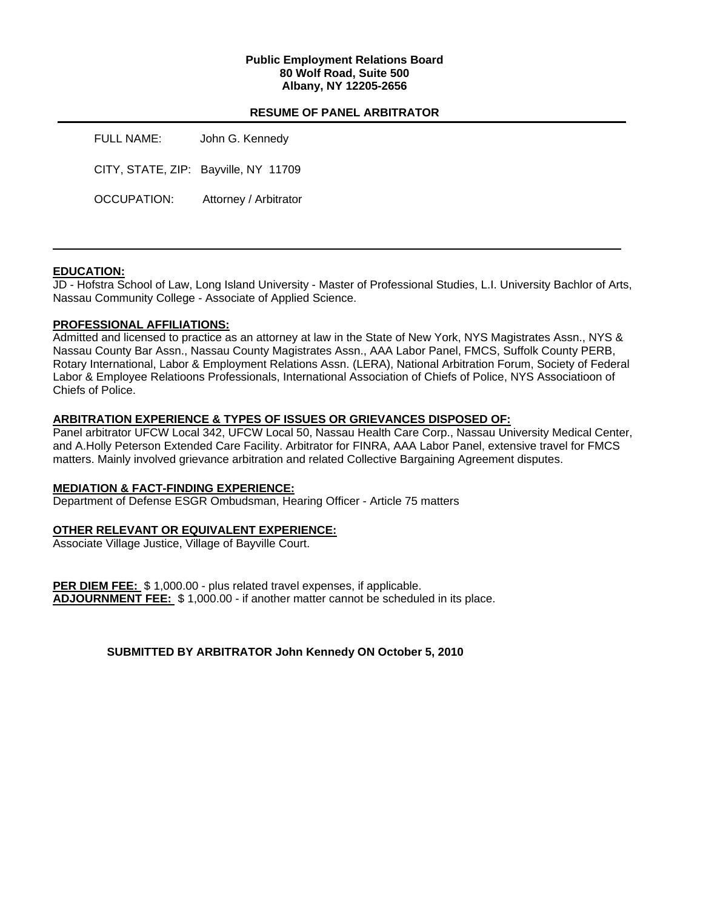**Public Employment Relations Board**
**80 Wolf Road, Suite 500**
**Albany, NY 12205-2656**

## RESUME OF PANEL ARBITRATOR

FULL NAME: John G. Kennedy

CITY, STATE, ZIP: Bayville, NY 11709

OCCUPATION: Attorney / Arbitrator

---

### EDUCATION:

JD - Hofstra School of Law, Long Island University - Master of Professional Studies, L.I. University Bachlor of Arts, Nassau Community College - Associate of Applied Science.

### PROFESSIONAL AFFILIATIONS:

Admitted and licensed to practice as an attorney at law in the State of New York, NYS Magistrates Assn., NYS & Nassau County Bar Assn., Nassau County Magistrates Assn., AAA Labor Panel, FMCS, Suffolk County PERB, Rotary International, Labor & Employment Relations Assn. (LERA), National Arbitration Forum, Society of Federal Labor & Employee Relatioons Professionals, International Association of Chiefs of Police, NYS Associatioon of Chiefs of Police.

### ARBITRATION EXPERIENCE & TYPES OF ISSUES OR GRIEVANCES DISPOSED OF:

Panel arbitrator UFCW Local 342, UFCW Local 50, Nassau Health Care Corp., Nassau University Medical Center, and A.Holly Peterson Extended Care Facility. Arbitrator for FINRA, AAA Labor Panel, extensive travel for FMCS matters. Mainly involved grievance arbitration and related Collective Bargaining Agreement disputes.

### MEDIATION & FACT-FINDING EXPERIENCE:

Department of Defense ESGR Ombudsman, Hearing Officer - Article 75 matters

### OTHER RELEVANT OR EQUIVALENT EXPERIENCE:

Associate Village Justice, Village of Bayville Court.

**PER DIEM FEE:** $ 1,000.00 - plus related travel expenses, if applicable.
**ADJOURNMENT FEE:** $ 1,000.00 - if another matter cannot be scheduled in its place.

**SUBMITTED BY ARBITRATOR John Kennedy ON October 5, 2010**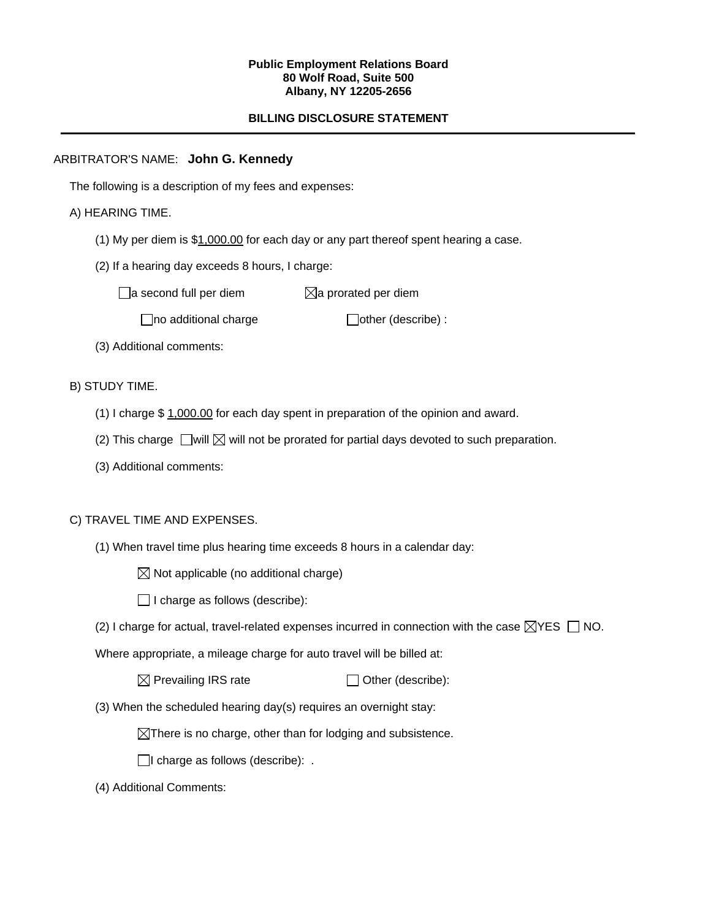**Public Employment Relations Board**
**80 Wolf Road, Suite 500**
**Albany, NY 12205-2656**

**BILLING DISCLOSURE STATEMENT**

---

ARBITRATOR'S NAME: **John G. Kennedy**

The following is a description of my fees and expenses:

A) HEARING TIME.

(1) My per diem is $1,000.00 for each day or any part thereof spent hearing a case.

(2) If a hearing day exceeds 8 hours, I charge:

☐ a second full per diem ☒ a prorated per diem

☐ no additional charge ☐ other (describe) :

(3) Additional comments:

B) STUDY TIME.

(1) I charge $ 1,000.00 for each day spent in preparation of the opinion and award.

(2) This charge ☐ will ☒ will not be prorated for partial days devoted to such preparation.

(3) Additional comments:

C) TRAVEL TIME AND EXPENSES.

(1) When travel time plus hearing time exceeds 8 hours in a calendar day:

☒ Not applicable (no additional charge)

☐ I charge as follows (describe):

(2) I charge for actual, travel-related expenses incurred in connection with the case ☒ YES ☐ NO.

Where appropriate, a mileage charge for auto travel will be billed at:

☒ Prevailing IRS rate ☐ Other (describe):

(3) When the scheduled hearing day(s) requires an overnight stay:

☒ There is no charge, other than for lodging and subsistence.

☐ I charge as follows (describe): .

(4) Additional Comments: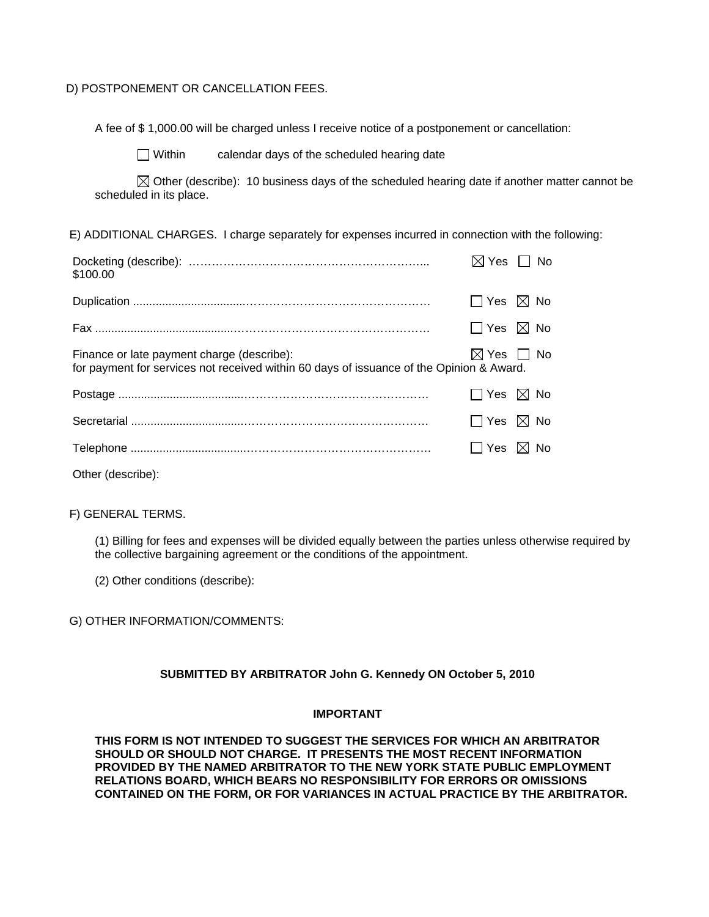D) POSTPONEMENT OR CANCELLATION FEES.

A fee of $ 1,000.00 will be charged unless I receive notice of a postponement or cancellation:

☐ Within calendar days of the scheduled hearing date

☒ Other (describe): 10 business days of the scheduled hearing date if another matter cannot be scheduled in its place.

E) ADDITIONAL CHARGES. I charge separately for expenses incurred in connection with the following:

| | |
|---|---|
| Docketing (describe): …………………………………………………… $100.00 | ☒ Yes ☐ No |
| Duplication ……………………………………………………………… | ☐ Yes ☒ No |
| Fax ………………………………………………………………………… | ☐ Yes ☒ No |
| Finance or late payment charge (describe): for payment for services not received within 60 days of issuance of the Opinion & Award. | ☒ Yes ☐ No |
| Postage …………………………………………………………………… | ☐ Yes ☒ No |
| Secretarial ……………………………………………………………… | ☐ Yes ☒ No |
| Telephone ………………………………………………………………… | ☐ Yes ☒ No |

Other (describe):

F) GENERAL TERMS.

(1) Billing for fees and expenses will be divided equally between the parties unless otherwise required by the collective bargaining agreement or the conditions of the appointment.

(2) Other conditions (describe):

G) OTHER INFORMATION/COMMENTS:

**SUBMITTED BY ARBITRATOR John G. Kennedy ON October 5, 2010**

**IMPORTANT**

**THIS FORM IS NOT INTENDED TO SUGGEST THE SERVICES FOR WHICH AN ARBITRATOR SHOULD OR SHOULD NOT CHARGE. IT PRESENTS THE MOST RECENT INFORMATION PROVIDED BY THE NAMED ARBITRATOR TO THE NEW YORK STATE PUBLIC EMPLOYMENT RELATIONS BOARD, WHICH BEARS NO RESPONSIBILITY FOR ERRORS OR OMISSIONS CONTAINED ON THE FORM, OR FOR VARIANCES IN ACTUAL PRACTICE BY THE ARBITRATOR.**